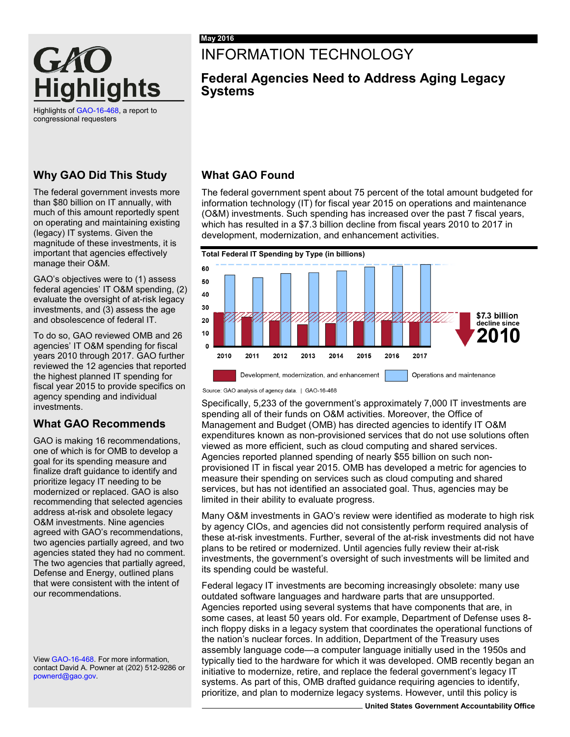# GAO Highlights

Highlights of GAO-16-468, a report to congressional requesters

May 2016

# INFORMATION TECHNOLOGY

## Federal Agencies Need to Address Aging Legacy Systems

## Why GAO Did This Study

The federal government invests more than $80 billion on IT annually, with much of this amount reportedly spent on operating and maintaining existing (legacy) IT systems. Given the magnitude of these investments, it is important that agencies effectively manage their O&M.

GAO's objectives were to (1) assess federal agencies' IT O&M spending, (2) evaluate the oversight of at-risk legacy investments, and (3) assess the age and obsolescence of federal IT.

To do so, GAO reviewed OMB and 26 agencies' IT O&M spending for fiscal years 2010 through 2017. GAO further reviewed the 12 agencies that reported the highest planned IT spending for fiscal year 2015 to provide specifics on agency spending and individual investments.

## What GAO Recommends

GAO is making 16 recommendations, one of which is for OMB to develop a goal for its spending measure and finalize draft guidance to identify and prioritize legacy IT needing to be modernized or replaced. GAO is also recommending that selected agencies address at-risk and obsolete legacy O&M investments. Nine agencies agreed with GAO's recommendations, two agencies partially agreed, and two agencies stated they had no comment. The two agencies that partially agreed, Defense and Energy, outlined plans that were consistent with the intent of our recommendations.

View GAO-16-468. For more information, contact David A. Powner at (202) 512-9286 or pownerd@gao.gov.

## What GAO Found

The federal government spent about 75 percent of the total amount budgeted for information technology (IT) for fiscal year 2015 on operations and maintenance (O&M) investments. Such spending has increased over the past 7 fiscal years, which has resulted in a $7.3 billion decline from fiscal years 2010 to 2017 in development, modernization, and enhancement activities.

**Total Federal IT Spending by Type (in billions)**

$7.3 billion decline since 2010

Legend: Development, modernization, and enhancement; Operations and maintenance

Source: GAO analysis of agency data. | GAO-16-468

Specifically, 5,233 of the government's approximately 7,000 IT investments are spending all of their funds on O&M activities. Moreover, the Office of Management and Budget (OMB) has directed agencies to identify IT O&M expenditures known as non-provisioned services that do not use solutions often viewed as more efficient, such as cloud computing and shared services. Agencies reported planned spending of nearly $55 billion on such non-provisioned IT in fiscal year 2015. OMB has developed a metric for agencies to measure their spending on services such as cloud computing and shared services, but has not identified an associated goal. Thus, agencies may be limited in their ability to evaluate progress.

Many O&M investments in GAO's review were identified as moderate to high risk by agency CIOs, and agencies did not consistently perform required analysis of these at-risk investments. Further, several of the at-risk investments did not have plans to be retired or modernized. Until agencies fully review their at-risk investments, the government's oversight of such investments will be limited and its spending could be wasteful.

Federal legacy IT investments are becoming increasingly obsolete: many use outdated software languages and hardware parts that are unsupported. Agencies reported using several systems that have components that are, in some cases, at least 50 years old. For example, Department of Defense uses 8-inch floppy disks in a legacy system that coordinates the operational functions of the nation's nuclear forces. In addition, Department of the Treasury uses assembly language code—a computer language initially used in the 1950s and typically tied to the hardware for which it was developed. OMB recently began an initiative to modernize, retire, and replace the federal government's legacy IT systems. As part of this, OMB drafted guidance requiring agencies to identify, prioritize, and plan to modernize legacy systems. However, until this policy is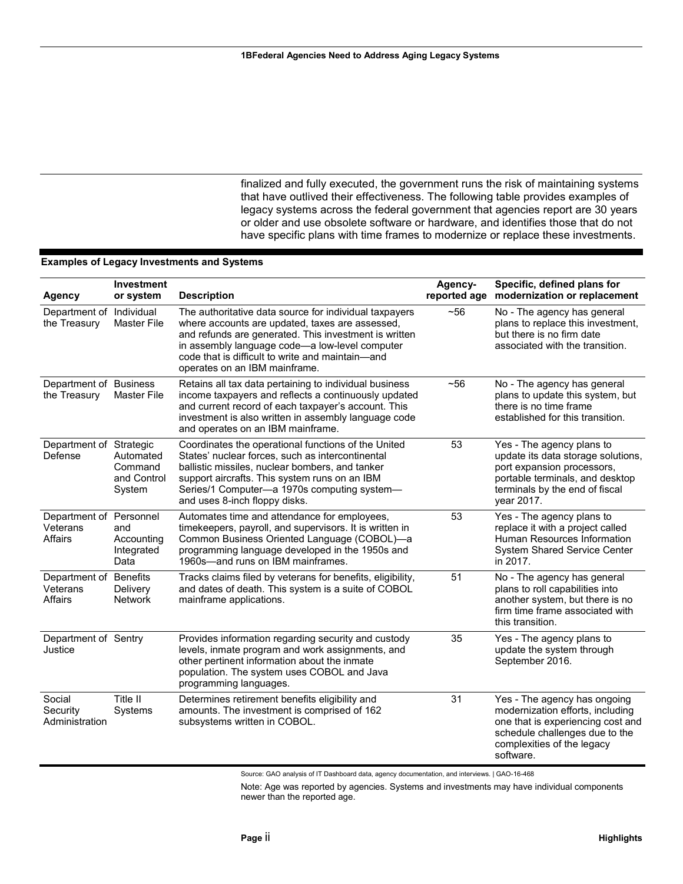finalized and fully executed, the government runs the risk of maintaining systems that have outlived their effectiveness. The following table provides examples of legacy systems across the federal government that agencies report are 30 years or older and use obsolete software or hardware, and identifies those that do not have specific plans with time frames to modernize or replace these investments.

**Examples of Legacy Investments and Systems**

| Agency | Investment or system | Description | Agency-reported age | Specific, defined plans for modernization or replacement |
|---|---|---|---|---|
| Department of the Treasury | Individual Master File | The authoritative data source for individual taxpayers where accounts are updated, taxes are assessed, and refunds are generated. This investment is written in assembly language code—a low-level computer code that is difficult to write and maintain—and operates on an IBM mainframe. | ~56 | No - The agency has general plans to replace this investment, but there is no firm date associated with the transition. |
| Department of the Treasury | Business Master File | Retains all tax data pertaining to individual business income taxpayers and reflects a continuously updated and current record of each taxpayer's account. This investment is also written in assembly language code and operates on an IBM mainframe. | ~56 | No - The agency has general plans to update this system, but there is no time frame established for this transition. |
| Department of Defense | Strategic Automated Command and Control System | Coordinates the operational functions of the United States' nuclear forces, such as intercontinental ballistic missiles, nuclear bombers, and tanker support aircrafts. This system runs on an IBM Series/1 Computer—a 1970s computing system—and uses 8-inch floppy disks. | 53 | Yes - The agency plans to update its data storage solutions, port expansion processors, portable terminals, and desktop terminals by the end of fiscal year 2017. |
| Department of Veterans Affairs | Personnel and Accounting Integrated Data | Automates time and attendance for employees, timekeepers, payroll, and supervisors. It is written in Common Business Oriented Language (COBOL)—a programming language developed in the 1950s and 1960s—and runs on IBM mainframes. | 53 | Yes - The agency plans to replace it with a project called Human Resources Information System Shared Service Center in 2017. |
| Department of Veterans Affairs | Benefits Delivery Network | Tracks claims filed by veterans for benefits, eligibility, and dates of death. This system is a suite of COBOL mainframe applications. | 51 | No - The agency has general plans to roll capabilities into another system, but there is no firm time frame associated with this transition. |
| Department of Justice | Sentry | Provides information regarding security and custody levels, inmate program and work assignments, and other pertinent information about the inmate population. The system uses COBOL and Java programming languages. | 35 | Yes - The agency plans to update the system through September 2016. |
| Social Security Administration | Title II Systems | Determines retirement benefits eligibility and amounts. The investment is comprised of 162 subsystems written in COBOL. | 31 | Yes - The agency has ongoing modernization efforts, including one that is experiencing cost and schedule challenges due to the complexities of the legacy software. |

Source: GAO analysis of IT Dashboard data, agency documentation, and interviews. | GAO-16-468

Note: Age was reported by agencies. Systems and investments may have individual components newer than the reported age.